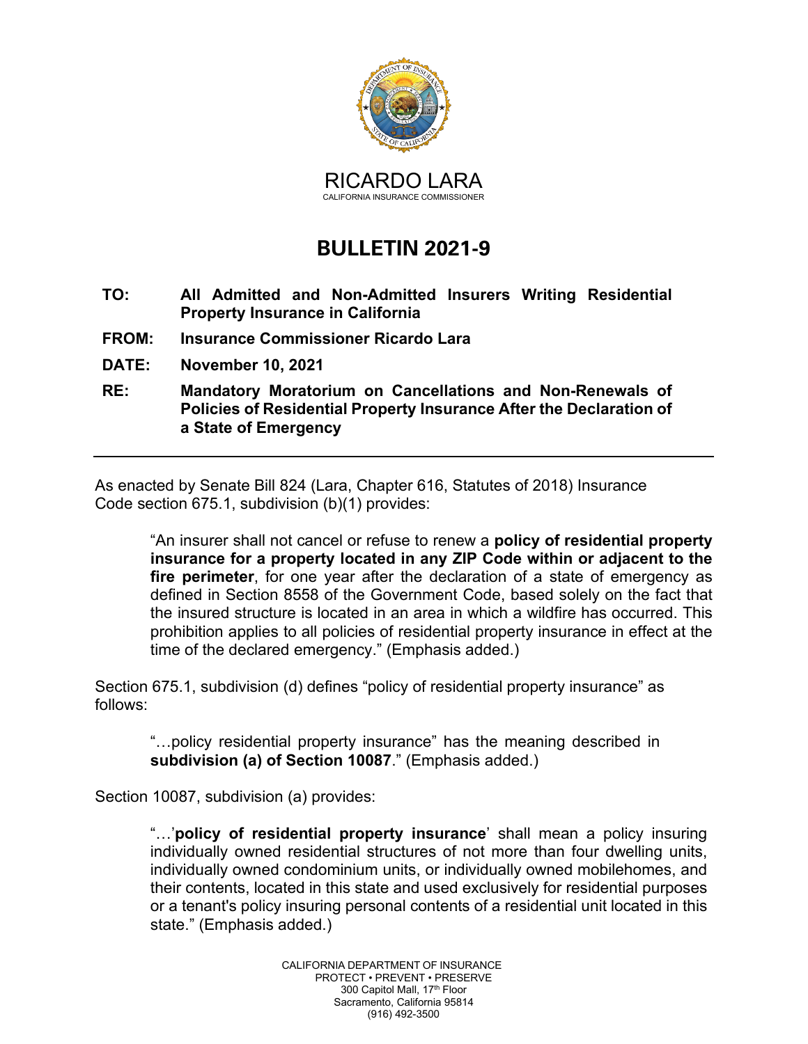RICARDO LARA
CALIFORNIA INSURANCE COMMISSIONER

# BULLETIN 2021-9

**TO:** **All Admitted and Non-Admitted Insurers Writing Residential Property Insurance in California**

**FROM:** **Insurance Commissioner Ricardo Lara**

**DATE:** **November 10, 2021**

**RE:** **Mandatory Moratorium on Cancellations and Non-Renewals of Policies of Residential Property Insurance After the Declaration of a State of Emergency**

---

As enacted by Senate Bill 824 (Lara, Chapter 616, Statutes of 2018) Insurance Code section 675.1, subdivision (b)(1) provides:

> "An insurer shall not cancel or refuse to renew a **policy of residential property insurance for a property located in any ZIP Code within or adjacent to the fire perimeter**, for one year after the declaration of a state of emergency as defined in Section 8558 of the Government Code, based solely on the fact that the insured structure is located in an area in which a wildfire has occurred. This prohibition applies to all policies of residential property insurance in effect at the time of the declared emergency." (Emphasis added.)

Section 675.1, subdivision (d) defines "policy of residential property insurance" as follows:

> "…policy residential property insurance" has the meaning described in **subdivision (a) of Section 10087**." (Emphasis added.)

Section 10087, subdivision (a) provides:

> "…'**policy of residential property insurance**' shall mean a policy insuring individually owned residential structures of not more than four dwelling units, individually owned condominium units, or individually owned mobilehomes, and their contents, located in this state and used exclusively for residential purposes or a tenant's policy insuring personal contents of a residential unit located in this state." (Emphasis added.)

CALIFORNIA DEPARTMENT OF INSURANCE
PROTECT • PREVENT • PRESERVE
300 Capitol Mall, 17th Floor
Sacramento, California 95814
(916) 492-3500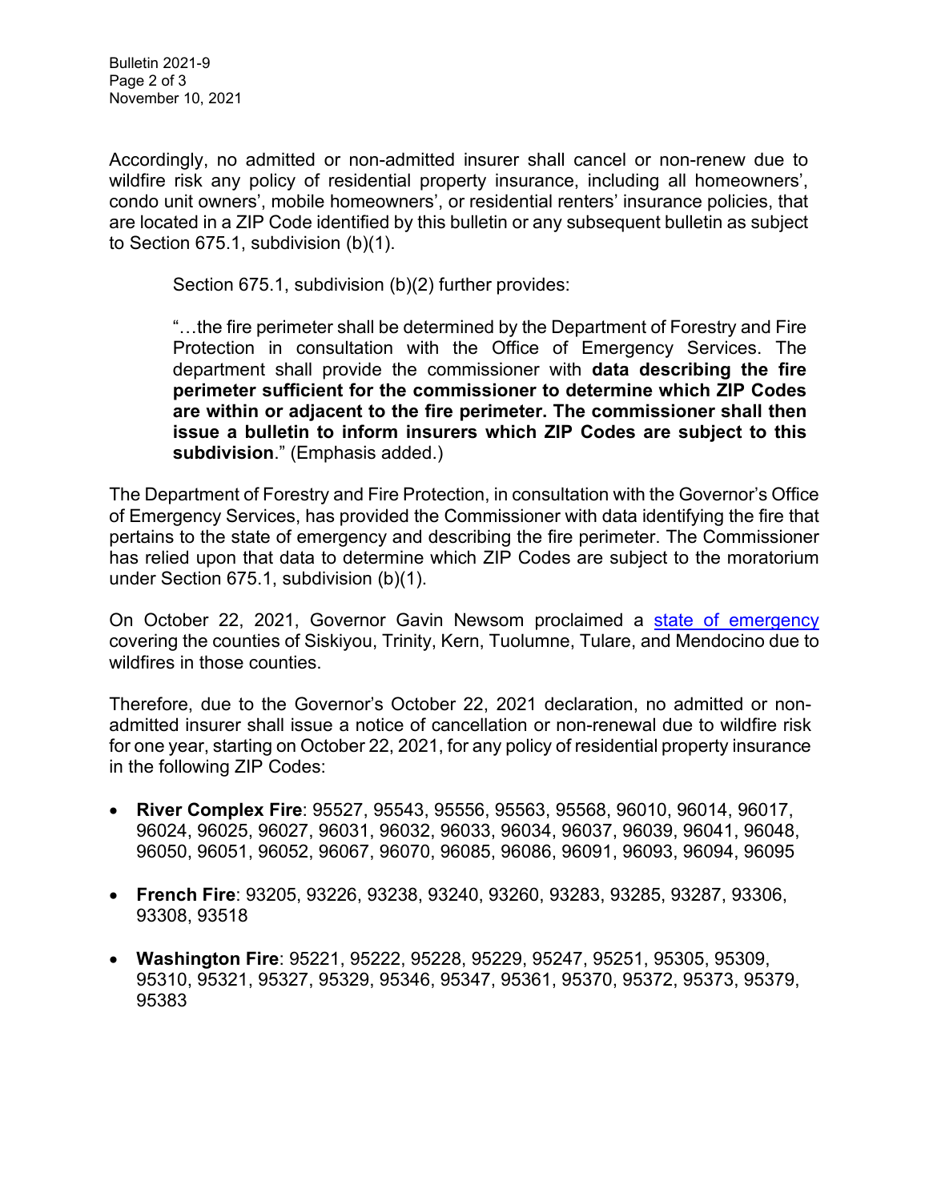Accordingly, no admitted or non-admitted insurer shall cancel or non-renew due to wildfire risk any policy of residential property insurance, including all homeowners', condo unit owners', mobile homeowners', or residential renters' insurance policies, that are located in a ZIP Code identified by this bulletin or any subsequent bulletin as subject to Section 675.1, subdivision (b)(1).

> Section 675.1, subdivision (b)(2) further provides:
>
> "…the fire perimeter shall be determined by the Department of Forestry and Fire Protection in consultation with the Office of Emergency Services. The department shall provide the commissioner with **data describing the fire perimeter sufficient for the commissioner to determine which ZIP Codes are within or adjacent to the fire perimeter. The commissioner shall then issue a bulletin to inform insurers which ZIP Codes are subject to this subdivision**." (Emphasis added.)

The Department of Forestry and Fire Protection, in consultation with the Governor's Office of Emergency Services, has provided the Commissioner with data identifying the fire that pertains to the state of emergency and describing the fire perimeter. The Commissioner has relied upon that data to determine which ZIP Codes are subject to the moratorium under Section 675.1, subdivision (b)(1).

On October 22, 2021, Governor Gavin Newsom proclaimed a state of emergency covering the counties of Siskiyou, Trinity, Kern, Tuolumne, Tulare, and Mendocino due to wildfires in those counties.

Therefore, due to the Governor's October 22, 2021 declaration, no admitted or non-admitted insurer shall issue a notice of cancellation or non-renewal due to wildfire risk for one year, starting on October 22, 2021, for any policy of residential property insurance in the following ZIP Codes:

- **River Complex Fire**: 95527, 95543, 95556, 95563, 95568, 96010, 96014, 96017, 96024, 96025, 96027, 96031, 96032, 96033, 96034, 96037, 96039, 96041, 96048, 96050, 96051, 96052, 96067, 96070, 96085, 96086, 96091, 96093, 96094, 96095
- **French Fire**: 93205, 93226, 93238, 93240, 93260, 93283, 93285, 93287, 93306, 93308, 93518
- **Washington Fire**: 95221, 95222, 95228, 95229, 95247, 95251, 95305, 95309, 95310, 95321, 95327, 95329, 95346, 95347, 95361, 95370, 95372, 95373, 95379, 95383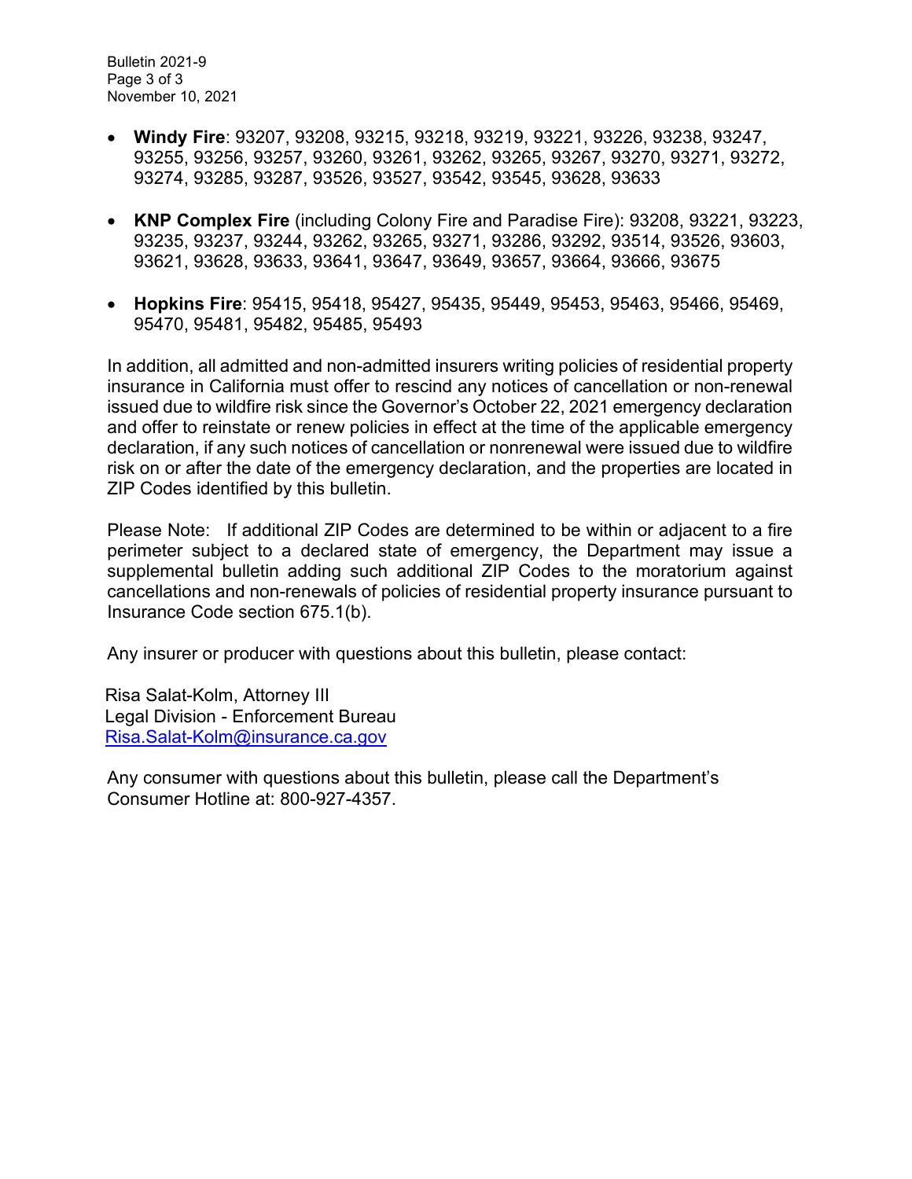- **Windy Fire**: 93207, 93208, 93215, 93218, 93219, 93221, 93226, 93238, 93247, 93255, 93256, 93257, 93260, 93261, 93262, 93265, 93267, 93270, 93271, 93272, 93274, 93285, 93287, 93526, 93527, 93542, 93545, 93628, 93633

- **KNP Complex Fire** (including Colony Fire and Paradise Fire): 93208, 93221, 93223, 93235, 93237, 93244, 93262, 93265, 93271, 93286, 93292, 93514, 93526, 93603, 93621, 93628, 93633, 93641, 93647, 93649, 93657, 93664, 93666, 93675

- **Hopkins Fire**: 95415, 95418, 95427, 95435, 95449, 95453, 95463, 95466, 95469, 95470, 95481, 95482, 95485, 95493

In addition, all admitted and non-admitted insurers writing policies of residential property insurance in California must offer to rescind any notices of cancellation or non-renewal issued due to wildfire risk since the Governor's October 22, 2021 emergency declaration and offer to reinstate or renew policies in effect at the time of the applicable emergency declaration, if any such notices of cancellation or nonrenewal were issued due to wildfire risk on or after the date of the emergency declaration, and the properties are located in ZIP Codes identified by this bulletin.

Please Note: If additional ZIP Codes are determined to be within or adjacent to a fire perimeter subject to a declared state of emergency, the Department may issue a supplemental bulletin adding such additional ZIP Codes to the moratorium against cancellations and non-renewals of policies of residential property insurance pursuant to Insurance Code section 675.1(b).

Any insurer or producer with questions about this bulletin, please contact:

Risa Salat-Kolm, Attorney III
Legal Division - Enforcement Bureau
Risa.Salat-Kolm@insurance.ca.gov

Any consumer with questions about this bulletin, please call the Department's Consumer Hotline at: 800-927-4357.